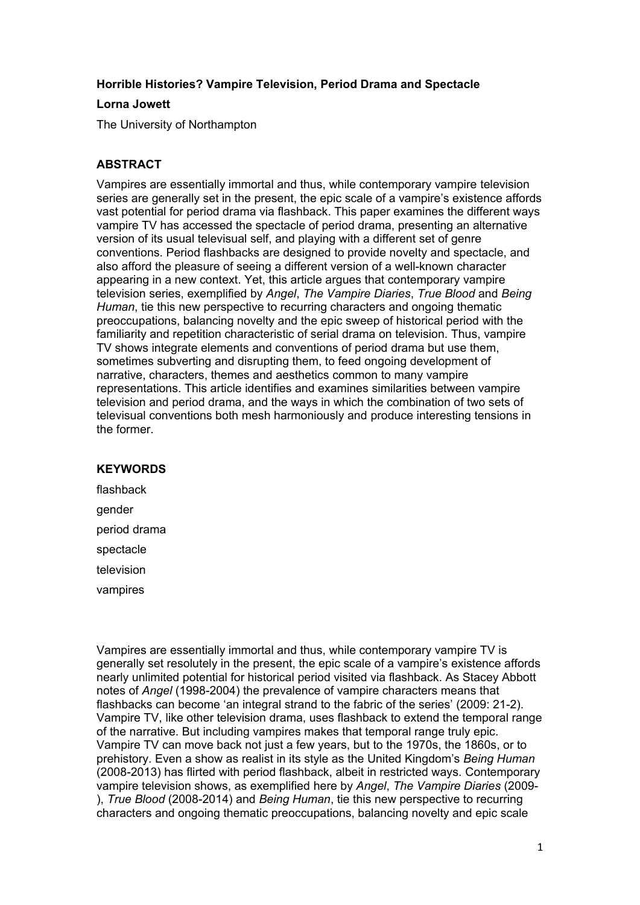**Horrible Histories? Vampire Television, Period Drama and Spectacle**

**Lorna Jowett**

The University of Northampton

## ABSTRACT

Vampires are essentially immortal and thus, while contemporary vampire television series are generally set in the present, the epic scale of a vampire's existence affords vast potential for period drama via flashback. This paper examines the different ways vampire TV has accessed the spectacle of period drama, presenting an alternative version of its usual televisual self, and playing with a different set of genre conventions. Period flashbacks are designed to provide novelty and spectacle, and also afford the pleasure of seeing a different version of a well-known character appearing in a new context. Yet, this article argues that contemporary vampire television series, exemplified by *Angel*, *The Vampire Diaries*, *True Blood* and *Being Human*, tie this new perspective to recurring characters and ongoing thematic preoccupations, balancing novelty and the epic sweep of historical period with the familiarity and repetition characteristic of serial drama on television. Thus, vampire TV shows integrate elements and conventions of period drama but use them, sometimes subverting and disrupting them, to feed ongoing development of narrative, characters, themes and aesthetics common to many vampire representations. This article identifies and examines similarities between vampire television and period drama, and the ways in which the combination of two sets of televisual conventions both mesh harmoniously and produce interesting tensions in the former.

## KEYWORDS

flashback

gender

period drama

spectacle

television

vampires

Vampires are essentially immortal and thus, while contemporary vampire TV is generally set resolutely in the present, the epic scale of a vampire's existence affords nearly unlimited potential for historical period visited via flashback. As Stacey Abbott notes of *Angel* (1998-2004) the prevalence of vampire characters means that flashbacks can become 'an integral strand to the fabric of the series' (2009: 21-2). Vampire TV, like other television drama, uses flashback to extend the temporal range of the narrative. But including vampires makes that temporal range truly epic. Vampire TV can move back not just a few years, but to the 1970s, the 1860s, or to prehistory. Even a show as realist in its style as the United Kingdom's *Being Human* (2008-2013) has flirted with period flashback, albeit in restricted ways. Contemporary vampire television shows, as exemplified here by *Angel*, *The Vampire Diaries* (2009-), *True Blood* (2008-2014) and *Being Human*, tie this new perspective to recurring characters and ongoing thematic preoccupations, balancing novelty and epic scale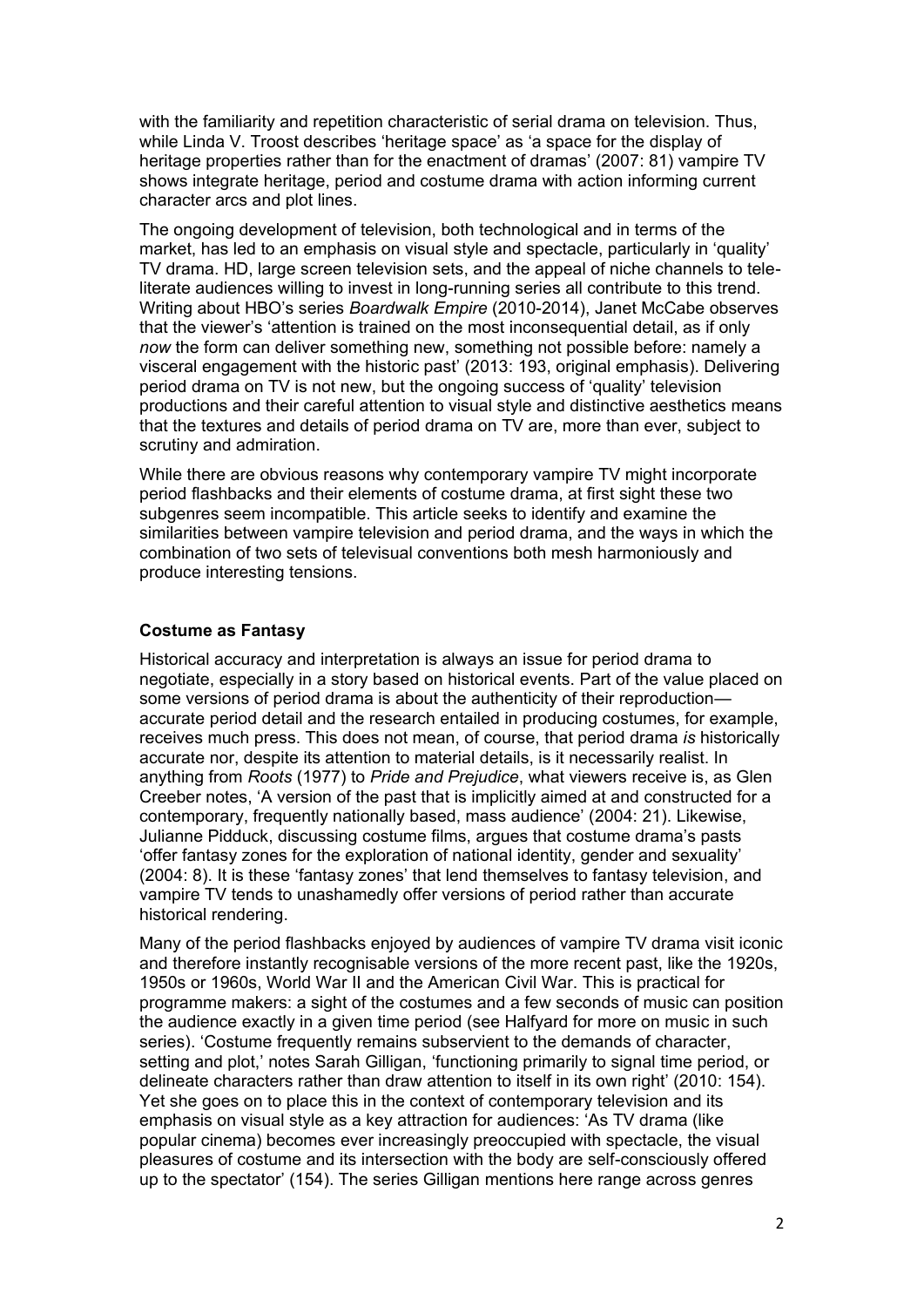with the familiarity and repetition characteristic of serial drama on television. Thus, while Linda V. Troost describes 'heritage space' as 'a space for the display of heritage properties rather than for the enactment of dramas' (2007: 81) vampire TV shows integrate heritage, period and costume drama with action informing current character arcs and plot lines.

The ongoing development of television, both technological and in terms of the market, has led to an emphasis on visual style and spectacle, particularly in 'quality' TV drama. HD, large screen television sets, and the appeal of niche channels to tele-literate audiences willing to invest in long-running series all contribute to this trend. Writing about HBO's series *Boardwalk Empire* (2010-2014), Janet McCabe observes that the viewer's 'attention is trained on the most inconsequential detail, as if only *now* the form can deliver something new, something not possible before: namely a visceral engagement with the historic past' (2013: 193, original emphasis). Delivering period drama on TV is not new, but the ongoing success of 'quality' television productions and their careful attention to visual style and distinctive aesthetics means that the textures and details of period drama on TV are, more than ever, subject to scrutiny and admiration.

While there are obvious reasons why contemporary vampire TV might incorporate period flashbacks and their elements of costume drama, at first sight these two subgenres seem incompatible. This article seeks to identify and examine the similarities between vampire television and period drama, and the ways in which the combination of two sets of televisual conventions both mesh harmoniously and produce interesting tensions.

## Costume as Fantasy

Historical accuracy and interpretation is always an issue for period drama to negotiate, especially in a story based on historical events. Part of the value placed on some versions of period drama is about the authenticity of their reproduction—accurate period detail and the research entailed in producing costumes, for example, receives much press. This does not mean, of course, that period drama *is* historically accurate nor, despite its attention to material details, is it necessarily realist. In anything from *Roots* (1977) to *Pride and Prejudice*, what viewers receive is, as Glen Creeber notes, 'A version of the past that is implicitly aimed at and constructed for a contemporary, frequently nationally based, mass audience' (2004: 21). Likewise, Julianne Pidduck, discussing costume films, argues that costume drama's pasts 'offer fantasy zones for the exploration of national identity, gender and sexuality' (2004: 8). It is these 'fantasy zones' that lend themselves to fantasy television, and vampire TV tends to unashamedly offer versions of period rather than accurate historical rendering.

Many of the period flashbacks enjoyed by audiences of vampire TV drama visit iconic and therefore instantly recognisable versions of the more recent past, like the 1920s, 1950s or 1960s, World War II and the American Civil War. This is practical for programme makers: a sight of the costumes and a few seconds of music can position the audience exactly in a given time period (see Halfyard for more on music in such series). 'Costume frequently remains subservient to the demands of character, setting and plot,' notes Sarah Gilligan, 'functioning primarily to signal time period, or delineate characters rather than draw attention to itself in its own right' (2010: 154). Yet she goes on to place this in the context of contemporary television and its emphasis on visual style as a key attraction for audiences: 'As TV drama (like popular cinema) becomes ever increasingly preoccupied with spectacle, the visual pleasures of costume and its intersection with the body are self-consciously offered up to the spectator' (154). The series Gilligan mentions here range across genres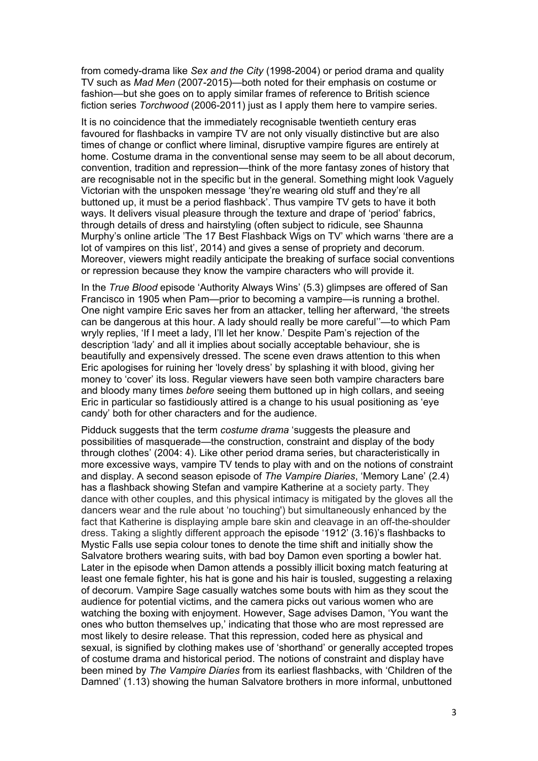from comedy-drama like *Sex and the City* (1998-2004) or period drama and quality TV such as *Mad Men* (2007-2015)—both noted for their emphasis on costume or fashion—but she goes on to apply similar frames of reference to British science fiction series *Torchwood* (2006-2011) just as I apply them here to vampire series.

It is no coincidence that the immediately recognisable twentieth century eras favoured for flashbacks in vampire TV are not only visually distinctive but are also times of change or conflict where liminal, disruptive vampire figures are entirely at home. Costume drama in the conventional sense may seem to be all about decorum, convention, tradition and repression—think of the more fantasy zones of history that are recognisable not in the specific but in the general. Something might look Vaguely Victorian with the unspoken message 'they're wearing old stuff and they're all buttoned up, it must be a period flashback'. Thus vampire TV gets to have it both ways. It delivers visual pleasure through the texture and drape of 'period' fabrics, through details of dress and hairstyling (often subject to ridicule, see Shaunna Murphy's online article 'The 17 Best Flashback Wigs on TV' which warns 'there are a lot of vampires on this list', 2014) and gives a sense of propriety and decorum. Moreover, viewers might readily anticipate the breaking of surface social conventions or repression because they know the vampire characters who will provide it.

In the *True Blood* episode 'Authority Always Wins' (5.3) glimpses are offered of San Francisco in 1905 when Pam—prior to becoming a vampire—is running a brothel. One night vampire Eric saves her from an attacker, telling her afterward, 'the streets can be dangerous at this hour. A lady should really be more careful''—to which Pam wryly replies, 'If I meet a lady, I'll let her know.' Despite Pam's rejection of the description 'lady' and all it implies about socially acceptable behaviour, she is beautifully and expensively dressed. The scene even draws attention to this when Eric apologises for ruining her 'lovely dress' by splashing it with blood, giving her money to 'cover' its loss. Regular viewers have seen both vampire characters bare and bloody many times *before* seeing them buttoned up in high collars, and seeing Eric in particular so fastidiously attired is a change to his usual positioning as 'eye candy' both for other characters and for the audience.

Pidduck suggests that the term *costume drama* 'suggests the pleasure and possibilities of masquerade—the construction, constraint and display of the body through clothes' (2004: 4). Like other period drama series, but characteristically in more excessive ways, vampire TV tends to play with and on the notions of constraint and display. A second season episode of *The Vampire Diaries*, 'Memory Lane' (2.4) has a flashback showing Stefan and vampire Katherine at a society party. They dance with other couples, and this physical intimacy is mitigated by the gloves all the dancers wear and the rule about 'no touching') but simultaneously enhanced by the fact that Katherine is displaying ample bare skin and cleavage in an off-the-shoulder dress. Taking a slightly different approach the episode '1912' (3.16)'s flashbacks to Mystic Falls use sepia colour tones to denote the time shift and initially show the Salvatore brothers wearing suits, with bad boy Damon even sporting a bowler hat. Later in the episode when Damon attends a possibly illicit boxing match featuring at least one female fighter, his hat is gone and his hair is tousled, suggesting a relaxing of decorum. Vampire Sage casually watches some bouts with him as they scout the audience for potential victims, and the camera picks out various women who are watching the boxing with enjoyment. However, Sage advises Damon, 'You want the ones who button themselves up,' indicating that those who are most repressed are most likely to desire release. That this repression, coded here as physical and sexual, is signified by clothing makes use of 'shorthand' or generally accepted tropes of costume drama and historical period. The notions of constraint and display have been mined by *The Vampire Diaries* from its earliest flashbacks, with 'Children of the Damned' (1.13) showing the human Salvatore brothers in more informal, unbuttoned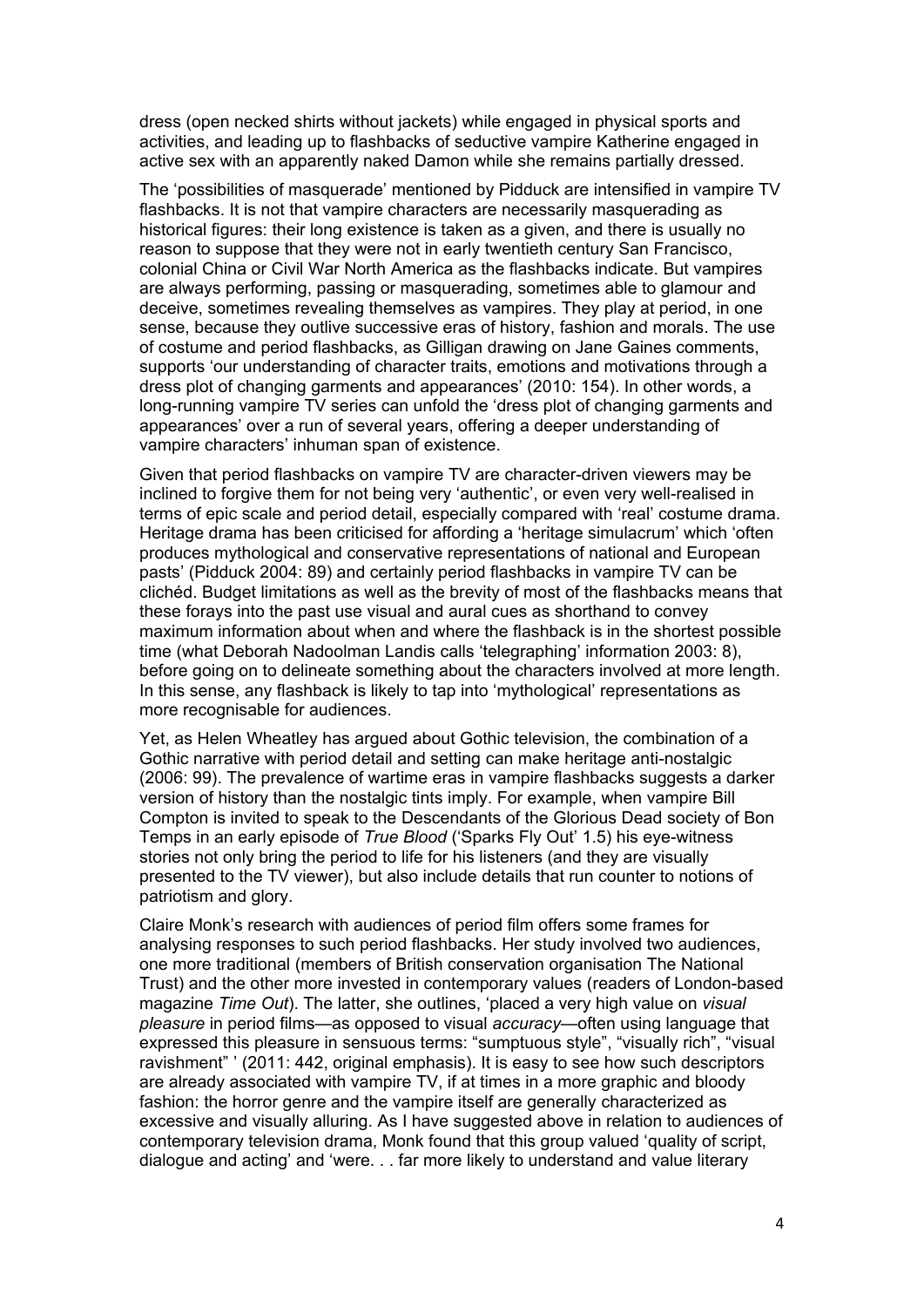dress (open necked shirts without jackets) while engaged in physical sports and activities, and leading up to flashbacks of seductive vampire Katherine engaged in active sex with an apparently naked Damon while she remains partially dressed.

The 'possibilities of masquerade' mentioned by Pidduck are intensified in vampire TV flashbacks. It is not that vampire characters are necessarily masquerading as historical figures: their long existence is taken as a given, and there is usually no reason to suppose that they were not in early twentieth century San Francisco, colonial China or Civil War North America as the flashbacks indicate. But vampires are always performing, passing or masquerading, sometimes able to glamour and deceive, sometimes revealing themselves as vampires. They play at period, in one sense, because they outlive successive eras of history, fashion and morals. The use of costume and period flashbacks, as Gilligan drawing on Jane Gaines comments, supports 'our understanding of character traits, emotions and motivations through a dress plot of changing garments and appearances' (2010: 154). In other words, a long-running vampire TV series can unfold the 'dress plot of changing garments and appearances' over a run of several years, offering a deeper understanding of vampire characters' inhuman span of existence.

Given that period flashbacks on vampire TV are character-driven viewers may be inclined to forgive them for not being very 'authentic', or even very well-realised in terms of epic scale and period detail, especially compared with 'real' costume drama. Heritage drama has been criticised for affording a 'heritage simulacrum' which 'often produces mythological and conservative representations of national and European pasts' (Pidduck 2004: 89) and certainly period flashbacks in vampire TV can be clichéd. Budget limitations as well as the brevity of most of the flashbacks means that these forays into the past use visual and aural cues as shorthand to convey maximum information about when and where the flashback is in the shortest possible time (what Deborah Nadoolman Landis calls 'telegraphing' information 2003: 8), before going on to delineate something about the characters involved at more length. In this sense, any flashback is likely to tap into 'mythological' representations as more recognisable for audiences.

Yet, as Helen Wheatley has argued about Gothic television, the combination of a Gothic narrative with period detail and setting can make heritage anti-nostalgic (2006: 99). The prevalence of wartime eras in vampire flashbacks suggests a darker version of history than the nostalgic tints imply. For example, when vampire Bill Compton is invited to speak to the Descendants of the Glorious Dead society of Bon Temps in an early episode of *True Blood* ('Sparks Fly Out' 1.5) his eye-witness stories not only bring the period to life for his listeners (and they are visually presented to the TV viewer), but also include details that run counter to notions of patriotism and glory.

Claire Monk's research with audiences of period film offers some frames for analysing responses to such period flashbacks. Her study involved two audiences, one more traditional (members of British conservation organisation The National Trust) and the other more invested in contemporary values (readers of London-based magazine *Time Out*). The latter, she outlines, 'placed a very high value on *visual pleasure* in period films—as opposed to visual *accuracy*—often using language that expressed this pleasure in sensuous terms: "sumptuous style", "visually rich", "visual ravishment" ' (2011: 442, original emphasis). It is easy to see how such descriptors are already associated with vampire TV, if at times in a more graphic and bloody fashion: the horror genre and the vampire itself are generally characterized as excessive and visually alluring. As I have suggested above in relation to audiences of contemporary television drama, Monk found that this group valued 'quality of script, dialogue and acting' and 'were. . . far more likely to understand and value literary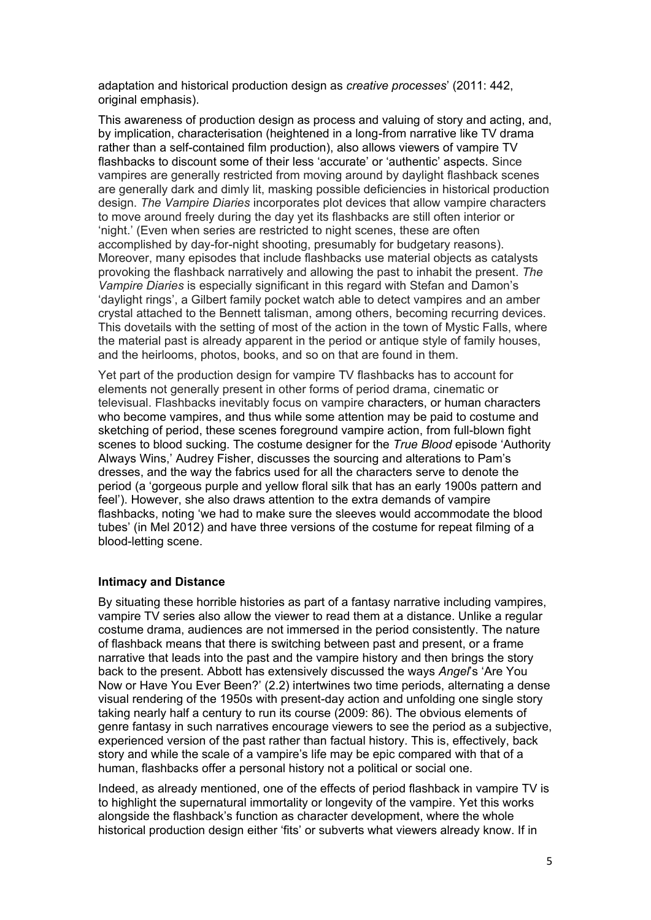adaptation and historical production design as *creative processes*' (2011: 442, original emphasis).

This awareness of production design as process and valuing of story and acting, and, by implication, characterisation (heightened in a long-from narrative like TV drama rather than a self-contained film production), also allows viewers of vampire TV flashbacks to discount some of their less 'accurate' or 'authentic' aspects. Since vampires are generally restricted from moving around by daylight flashback scenes are generally dark and dimly lit, masking possible deficiencies in historical production design. *The Vampire Diaries* incorporates plot devices that allow vampire characters to move around freely during the day yet its flashbacks are still often interior or 'night.' (Even when series are restricted to night scenes, these are often accomplished by day-for-night shooting, presumably for budgetary reasons). Moreover, many episodes that include flashbacks use material objects as catalysts provoking the flashback narratively and allowing the past to inhabit the present. *The Vampire Diaries* is especially significant in this regard with Stefan and Damon's 'daylight rings', a Gilbert family pocket watch able to detect vampires and an amber crystal attached to the Bennett talisman, among others, becoming recurring devices. This dovetails with the setting of most of the action in the town of Mystic Falls, where the material past is already apparent in the period or antique style of family houses, and the heirlooms, photos, books, and so on that are found in them.

Yet part of the production design for vampire TV flashbacks has to account for elements not generally present in other forms of period drama, cinematic or televisual. Flashbacks inevitably focus on vampire characters, or human characters who become vampires, and thus while some attention may be paid to costume and sketching of period, these scenes foreground vampire action, from full-blown fight scenes to blood sucking. The costume designer for the *True Blood* episode 'Authority Always Wins,' Audrey Fisher, discusses the sourcing and alterations to Pam's dresses, and the way the fabrics used for all the characters serve to denote the period (a 'gorgeous purple and yellow floral silk that has an early 1900s pattern and feel'). However, she also draws attention to the extra demands of vampire flashbacks, noting 'we had to make sure the sleeves would accommodate the blood tubes' (in Mel 2012) and have three versions of the costume for repeat filming of a blood-letting scene.

## Intimacy and Distance

By situating these horrible histories as part of a fantasy narrative including vampires, vampire TV series also allow the viewer to read them at a distance. Unlike a regular costume drama, audiences are not immersed in the period consistently. The nature of flashback means that there is switching between past and present, or a frame narrative that leads into the past and the vampire history and then brings the story back to the present. Abbott has extensively discussed the ways *Angel*'s 'Are You Now or Have You Ever Been?' (2.2) intertwines two time periods, alternating a dense visual rendering of the 1950s with present-day action and unfolding one single story taking nearly half a century to run its course (2009: 86). The obvious elements of genre fantasy in such narratives encourage viewers to see the period as a subjective, experienced version of the past rather than factual history. This is, effectively, back story and while the scale of a vampire's life may be epic compared with that of a human, flashbacks offer a personal history not a political or social one.

Indeed, as already mentioned, one of the effects of period flashback in vampire TV is to highlight the supernatural immortality or longevity of the vampire. Yet this works alongside the flashback's function as character development, where the whole historical production design either 'fits' or subverts what viewers already know. If in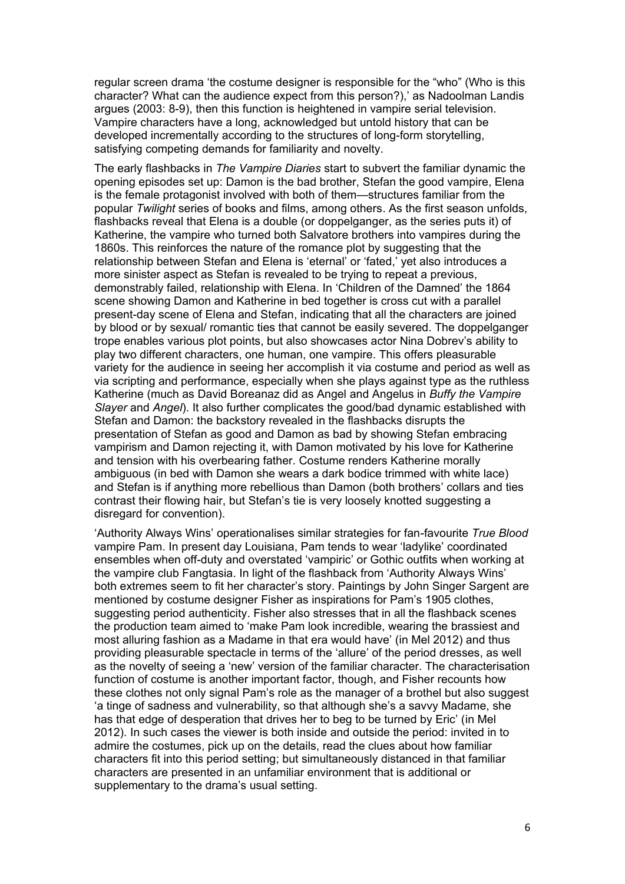regular screen drama 'the costume designer is responsible for the "who" (Who is this character? What can the audience expect from this person?),' as Nadoolman Landis argues (2003: 8-9), then this function is heightened in vampire serial television. Vampire characters have a long, acknowledged but untold history that can be developed incrementally according to the structures of long-form storytelling, satisfying competing demands for familiarity and novelty.

The early flashbacks in *The Vampire Diaries* start to subvert the familiar dynamic the opening episodes set up: Damon is the bad brother, Stefan the good vampire, Elena is the female protagonist involved with both of them—structures familiar from the popular *Twilight* series of books and films, among others. As the first season unfolds, flashbacks reveal that Elena is a double (or doppelganger, as the series puts it) of Katherine, the vampire who turned both Salvatore brothers into vampires during the 1860s. This reinforces the nature of the romance plot by suggesting that the relationship between Stefan and Elena is 'eternal' or 'fated,' yet also introduces a more sinister aspect as Stefan is revealed to be trying to repeat a previous, demonstrably failed, relationship with Elena. In 'Children of the Damned' the 1864 scene showing Damon and Katherine in bed together is cross cut with a parallel present-day scene of Elena and Stefan, indicating that all the characters are joined by blood or by sexual/ romantic ties that cannot be easily severed. The doppelganger trope enables various plot points, but also showcases actor Nina Dobrev's ability to play two different characters, one human, one vampire. This offers pleasurable variety for the audience in seeing her accomplish it via costume and period as well as via scripting and performance, especially when she plays against type as the ruthless Katherine (much as David Boreanaz did as Angel and Angelus in *Buffy the Vampire Slayer* and *Angel*). It also further complicates the good/bad dynamic established with Stefan and Damon: the backstory revealed in the flashbacks disrupts the presentation of Stefan as good and Damon as bad by showing Stefan embracing vampirism and Damon rejecting it, with Damon motivated by his love for Katherine and tension with his overbearing father. Costume renders Katherine morally ambiguous (in bed with Damon she wears a dark bodice trimmed with white lace) and Stefan is if anything more rebellious than Damon (both brothers' collars and ties contrast their flowing hair, but Stefan's tie is very loosely knotted suggesting a disregard for convention).

'Authority Always Wins' operationalises similar strategies for fan-favourite *True Blood* vampire Pam. In present day Louisiana, Pam tends to wear 'ladylike' coordinated ensembles when off-duty and overstated 'vampiric' or Gothic outfits when working at the vampire club Fangtasia. In light of the flashback from 'Authority Always Wins' both extremes seem to fit her character's story. Paintings by John Singer Sargent are mentioned by costume designer Fisher as inspirations for Pam's 1905 clothes, suggesting period authenticity. Fisher also stresses that in all the flashback scenes the production team aimed to 'make Pam look incredible, wearing the brassiest and most alluring fashion as a Madame in that era would have' (in Mel 2012) and thus providing pleasurable spectacle in terms of the 'allure' of the period dresses, as well as the novelty of seeing a 'new' version of the familiar character. The characterisation function of costume is another important factor, though, and Fisher recounts how these clothes not only signal Pam's role as the manager of a brothel but also suggest 'a tinge of sadness and vulnerability, so that although she's a savvy Madame, she has that edge of desperation that drives her to beg to be turned by Eric' (in Mel 2012). In such cases the viewer is both inside and outside the period: invited in to admire the costumes, pick up on the details, read the clues about how familiar characters fit into this period setting; but simultaneously distanced in that familiar characters are presented in an unfamiliar environment that is additional or supplementary to the drama's usual setting.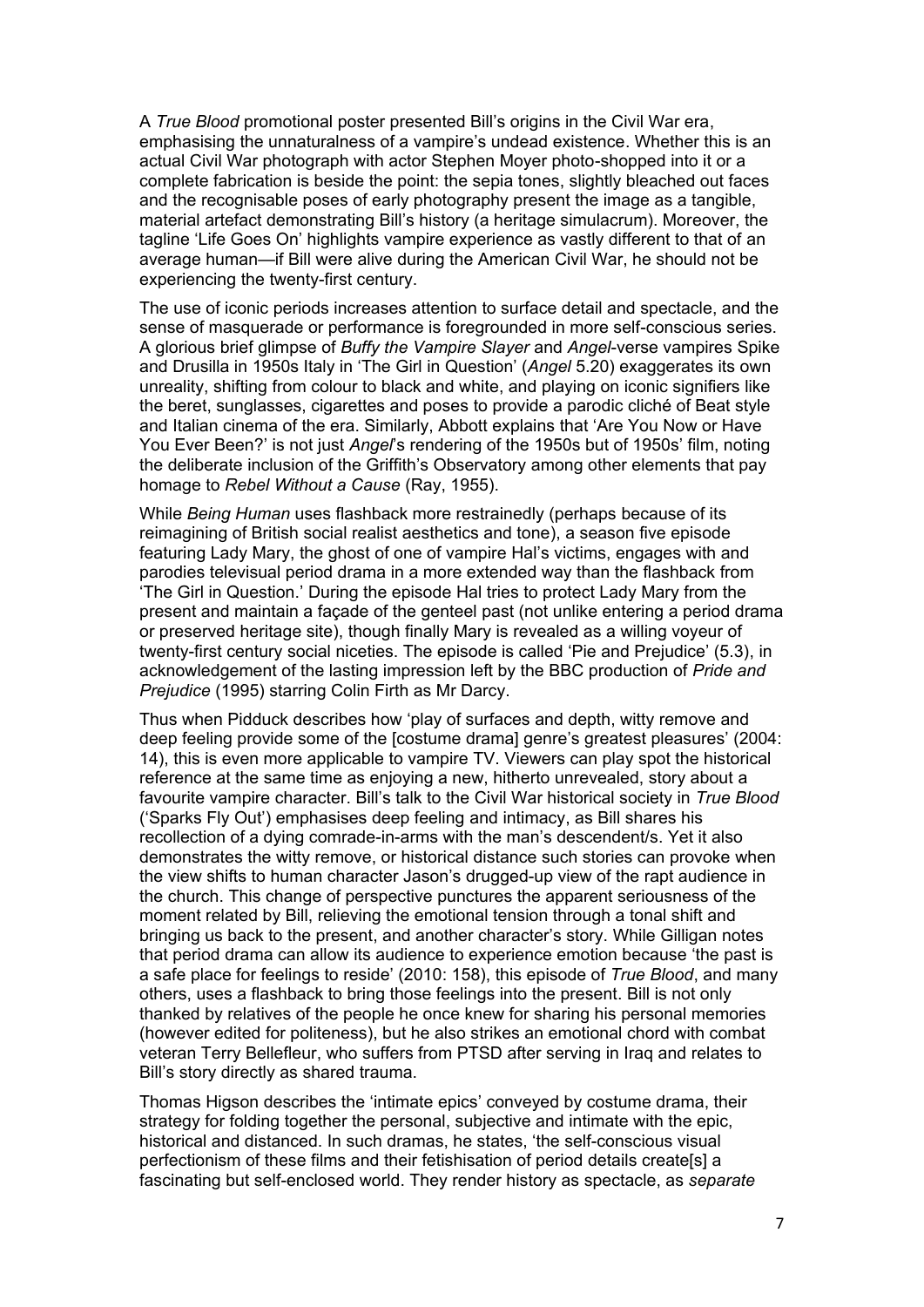A *True Blood* promotional poster presented Bill's origins in the Civil War era, emphasising the unnaturalness of a vampire's undead existence. Whether this is an actual Civil War photograph with actor Stephen Moyer photo-shopped into it or a complete fabrication is beside the point: the sepia tones, slightly bleached out faces and the recognisable poses of early photography present the image as a tangible, material artefact demonstrating Bill's history (a heritage simulacrum). Moreover, the tagline 'Life Goes On' highlights vampire experience as vastly different to that of an average human—if Bill were alive during the American Civil War, he should not be experiencing the twenty-first century.

The use of iconic periods increases attention to surface detail and spectacle, and the sense of masquerade or performance is foregrounded in more self-conscious series. A glorious brief glimpse of *Buffy the Vampire Slayer* and *Angel*-verse vampires Spike and Drusilla in 1950s Italy in 'The Girl in Question' (*Angel* 5.20) exaggerates its own unreality, shifting from colour to black and white, and playing on iconic signifiers like the beret, sunglasses, cigarettes and poses to provide a parodic cliché of Beat style and Italian cinema of the era. Similarly, Abbott explains that 'Are You Now or Have You Ever Been?' is not just *Angel*'s rendering of the 1950s but of 1950s' film, noting the deliberate inclusion of the Griffith's Observatory among other elements that pay homage to *Rebel Without a Cause* (Ray, 1955).

While *Being Human* uses flashback more restrainedly (perhaps because of its reimagining of British social realist aesthetics and tone), a season five episode featuring Lady Mary, the ghost of one of vampire Hal's victims, engages with and parodies televisual period drama in a more extended way than the flashback from 'The Girl in Question.' During the episode Hal tries to protect Lady Mary from the present and maintain a façade of the genteel past (not unlike entering a period drama or preserved heritage site), though finally Mary is revealed as a willing voyeur of twenty-first century social niceties. The episode is called 'Pie and Prejudice' (5.3), in acknowledgement of the lasting impression left by the BBC production of *Pride and Prejudice* (1995) starring Colin Firth as Mr Darcy.

Thus when Pidduck describes how 'play of surfaces and depth, witty remove and deep feeling provide some of the [costume drama] genre's greatest pleasures' (2004: 14), this is even more applicable to vampire TV. Viewers can play spot the historical reference at the same time as enjoying a new, hitherto unrevealed, story about a favourite vampire character. Bill's talk to the Civil War historical society in *True Blood* ('Sparks Fly Out') emphasises deep feeling and intimacy, as Bill shares his recollection of a dying comrade-in-arms with the man's descendent/s. Yet it also demonstrates the witty remove, or historical distance such stories can provoke when the view shifts to human character Jason's drugged-up view of the rapt audience in the church. This change of perspective punctures the apparent seriousness of the moment related by Bill, relieving the emotional tension through a tonal shift and bringing us back to the present, and another character's story. While Gilligan notes that period drama can allow its audience to experience emotion because 'the past is a safe place for feelings to reside' (2010: 158), this episode of *True Blood*, and many others, uses a flashback to bring those feelings into the present. Bill is not only thanked by relatives of the people he once knew for sharing his personal memories (however edited for politeness), but he also strikes an emotional chord with combat veteran Terry Bellefleur, who suffers from PTSD after serving in Iraq and relates to Bill's story directly as shared trauma.

Thomas Higson describes the 'intimate epics' conveyed by costume drama, their strategy for folding together the personal, subjective and intimate with the epic, historical and distanced. In such dramas, he states, 'the self-conscious visual perfectionism of these films and their fetishisation of period details create[s] a fascinating but self-enclosed world. They render history as spectacle, as *separate*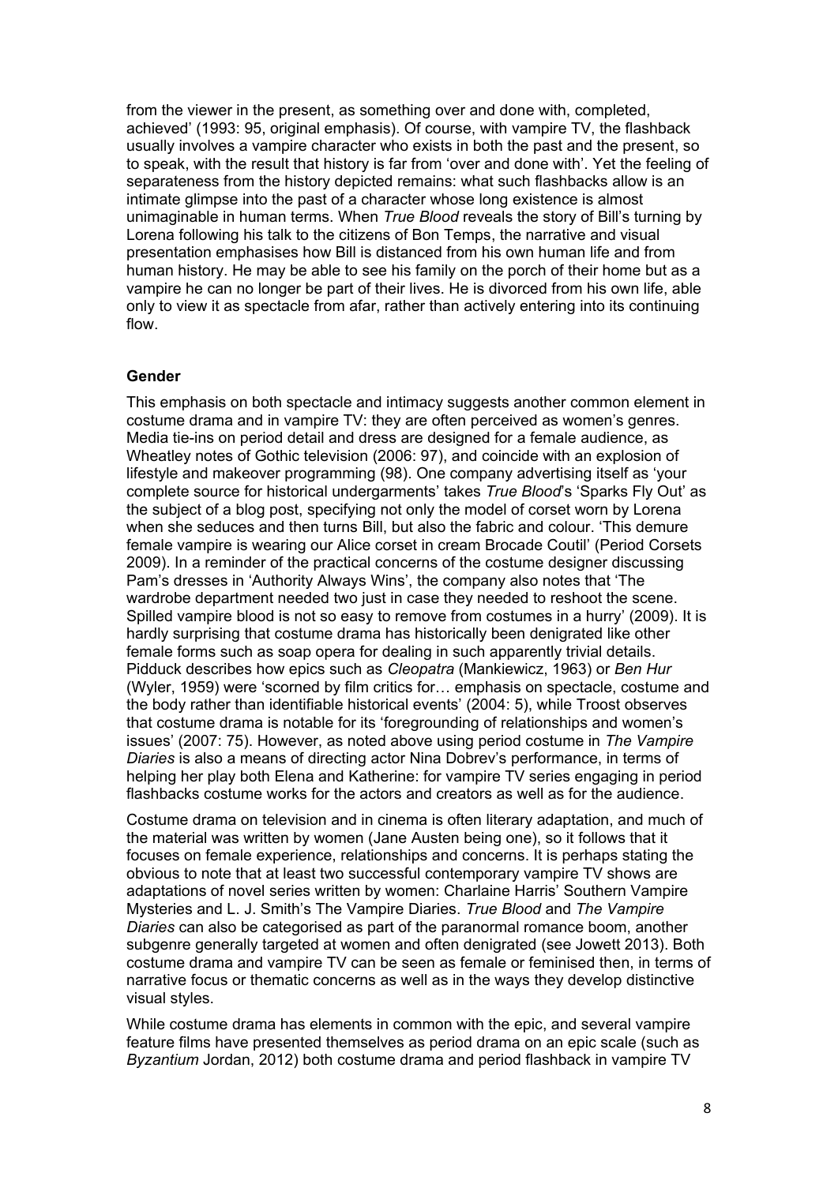from the viewer in the present, as something over and done with, completed, achieved' (1993: 95, original emphasis). Of course, with vampire TV, the flashback usually involves a vampire character who exists in both the past and the present, so to speak, with the result that history is far from 'over and done with'. Yet the feeling of separateness from the history depicted remains: what such flashbacks allow is an intimate glimpse into the past of a character whose long existence is almost unimaginable in human terms. When *True Blood* reveals the story of Bill's turning by Lorena following his talk to the citizens of Bon Temps, the narrative and visual presentation emphasises how Bill is distanced from his own human life and from human history. He may be able to see his family on the porch of their home but as a vampire he can no longer be part of their lives. He is divorced from his own life, able only to view it as spectacle from afar, rather than actively entering into its continuing flow.

## Gender

This emphasis on both spectacle and intimacy suggests another common element in costume drama and in vampire TV: they are often perceived as women's genres. Media tie-ins on period detail and dress are designed for a female audience, as Wheatley notes of Gothic television (2006: 97), and coincide with an explosion of lifestyle and makeover programming (98). One company advertising itself as 'your complete source for historical undergarments' takes *True Blood*'s 'Sparks Fly Out' as the subject of a blog post, specifying not only the model of corset worn by Lorena when she seduces and then turns Bill, but also the fabric and colour. 'This demure female vampire is wearing our Alice corset in cream Brocade Coutil' (Period Corsets 2009). In a reminder of the practical concerns of the costume designer discussing Pam's dresses in 'Authority Always Wins', the company also notes that 'The wardrobe department needed two just in case they needed to reshoot the scene. Spilled vampire blood is not so easy to remove from costumes in a hurry' (2009). It is hardly surprising that costume drama has historically been denigrated like other female forms such as soap opera for dealing in such apparently trivial details. Pidduck describes how epics such as *Cleopatra* (Mankiewicz, 1963) or *Ben Hur* (Wyler, 1959) were 'scorned by film critics for… emphasis on spectacle, costume and the body rather than identifiable historical events' (2004: 5), while Troost observes that costume drama is notable for its 'foregrounding of relationships and women's issues' (2007: 75). However, as noted above using period costume in *The Vampire Diaries* is also a means of directing actor Nina Dobrev's performance, in terms of helping her play both Elena and Katherine: for vampire TV series engaging in period flashbacks costume works for the actors and creators as well as for the audience.

Costume drama on television and in cinema is often literary adaptation, and much of the material was written by women (Jane Austen being one), so it follows that it focuses on female experience, relationships and concerns. It is perhaps stating the obvious to note that at least two successful contemporary vampire TV shows are adaptations of novel series written by women: Charlaine Harris' Southern Vampire Mysteries and L. J. Smith's The Vampire Diaries. *True Blood* and *The Vampire Diaries* can also be categorised as part of the paranormal romance boom, another subgenre generally targeted at women and often denigrated (see Jowett 2013). Both costume drama and vampire TV can be seen as female or feminised then, in terms of narrative focus or thematic concerns as well as in the ways they develop distinctive visual styles.

While costume drama has elements in common with the epic, and several vampire feature films have presented themselves as period drama on an epic scale (such as *Byzantium* Jordan, 2012) both costume drama and period flashback in vampire TV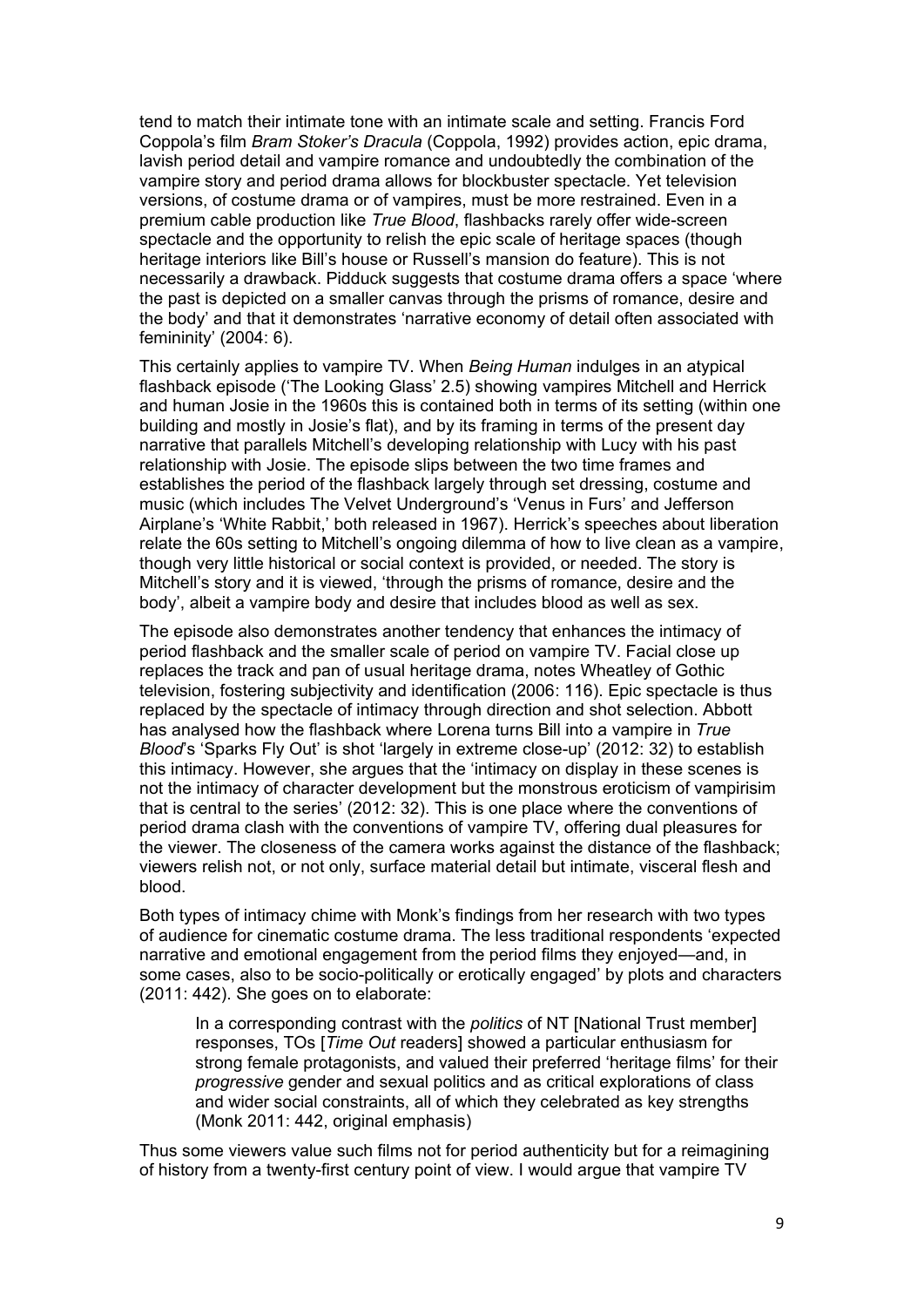tend to match their intimate tone with an intimate scale and setting. Francis Ford Coppola's film *Bram Stoker's Dracula* (Coppola, 1992) provides action, epic drama, lavish period detail and vampire romance and undoubtedly the combination of the vampire story and period drama allows for blockbuster spectacle. Yet television versions, of costume drama or of vampires, must be more restrained. Even in a premium cable production like *True Blood*, flashbacks rarely offer wide-screen spectacle and the opportunity to relish the epic scale of heritage spaces (though heritage interiors like Bill's house or Russell's mansion do feature). This is not necessarily a drawback. Pidduck suggests that costume drama offers a space 'where the past is depicted on a smaller canvas through the prisms of romance, desire and the body' and that it demonstrates 'narrative economy of detail often associated with femininity' (2004: 6).

This certainly applies to vampire TV. When *Being Human* indulges in an atypical flashback episode ('The Looking Glass' 2.5) showing vampires Mitchell and Herrick and human Josie in the 1960s this is contained both in terms of its setting (within one building and mostly in Josie's flat), and by its framing in terms of the present day narrative that parallels Mitchell's developing relationship with Lucy with his past relationship with Josie. The episode slips between the two time frames and establishes the period of the flashback largely through set dressing, costume and music (which includes The Velvet Underground's 'Venus in Furs' and Jefferson Airplane's 'White Rabbit,' both released in 1967). Herrick's speeches about liberation relate the 60s setting to Mitchell's ongoing dilemma of how to live clean as a vampire, though very little historical or social context is provided, or needed. The story is Mitchell's story and it is viewed, 'through the prisms of romance, desire and the body', albeit a vampire body and desire that includes blood as well as sex.

The episode also demonstrates another tendency that enhances the intimacy of period flashback and the smaller scale of period on vampire TV. Facial close up replaces the track and pan of usual heritage drama, notes Wheatley of Gothic television, fostering subjectivity and identification (2006: 116). Epic spectacle is thus replaced by the spectacle of intimacy through direction and shot selection. Abbott has analysed how the flashback where Lorena turns Bill into a vampire in *True Blood*'s 'Sparks Fly Out' is shot 'largely in extreme close-up' (2012: 32) to establish this intimacy. However, she argues that the 'intimacy on display in these scenes is not the intimacy of character development but the monstrous eroticism of vampirisim that is central to the series' (2012: 32). This is one place where the conventions of period drama clash with the conventions of vampire TV, offering dual pleasures for the viewer. The closeness of the camera works against the distance of the flashback; viewers relish not, or not only, surface material detail but intimate, visceral flesh and blood.

Both types of intimacy chime with Monk's findings from her research with two types of audience for cinematic costume drama. The less traditional respondents 'expected narrative and emotional engagement from the period films they enjoyed—and, in some cases, also to be socio-politically or erotically engaged' by plots and characters (2011: 442). She goes on to elaborate:

> In a corresponding contrast with the *politics* of NT [National Trust member] responses, TOs [*Time Out* readers] showed a particular enthusiasm for strong female protagonists, and valued their preferred 'heritage films' for their *progressive* gender and sexual politics and as critical explorations of class and wider social constraints, all of which they celebrated as key strengths (Monk 2011: 442, original emphasis)

Thus some viewers value such films not for period authenticity but for a reimagining of history from a twenty-first century point of view. I would argue that vampire TV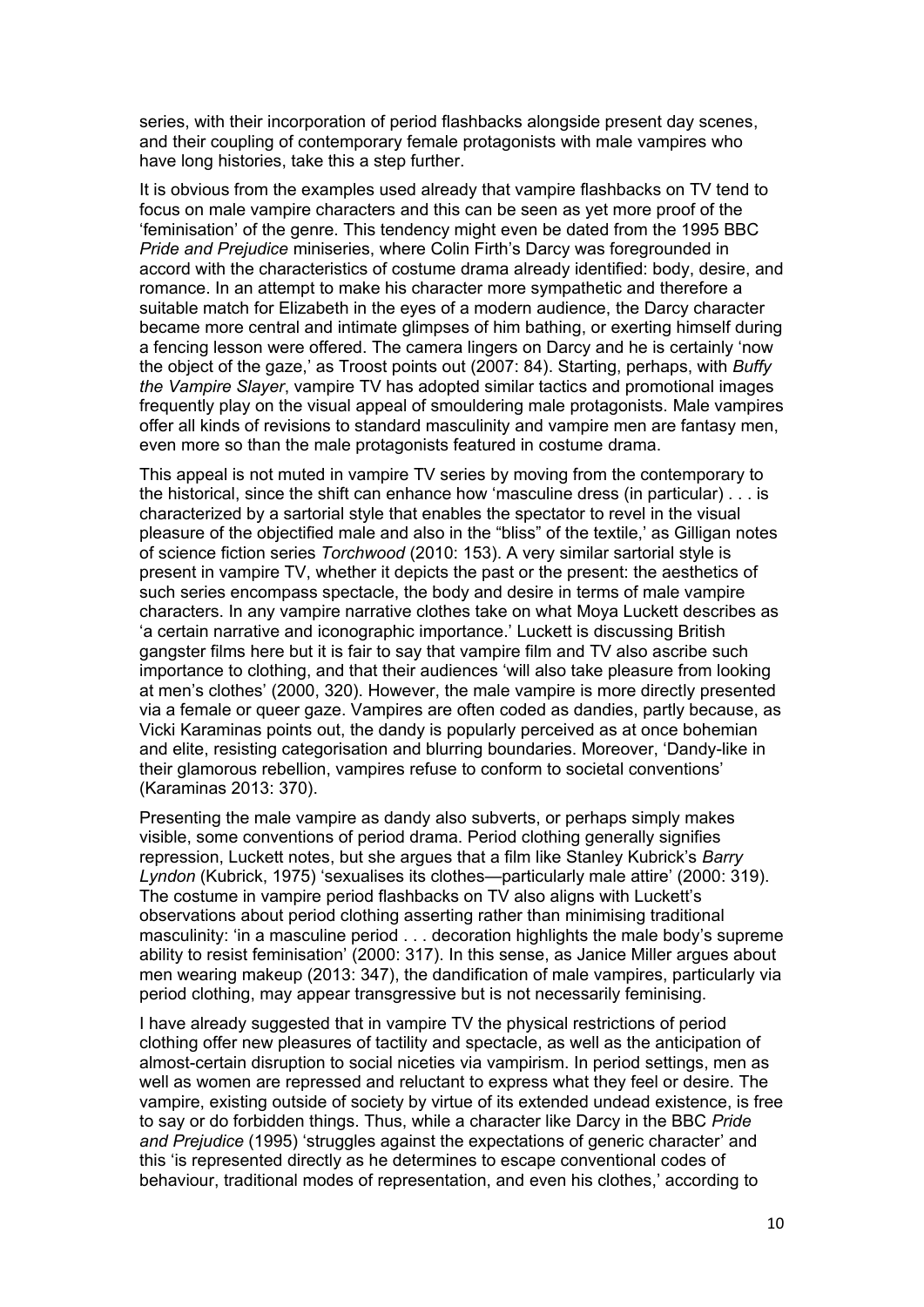series, with their incorporation of period flashbacks alongside present day scenes, and their coupling of contemporary female protagonists with male vampires who have long histories, take this a step further.

It is obvious from the examples used already that vampire flashbacks on TV tend to focus on male vampire characters and this can be seen as yet more proof of the 'feminisation' of the genre. This tendency might even be dated from the 1995 BBC *Pride and Prejudice* miniseries, where Colin Firth's Darcy was foregrounded in accord with the characteristics of costume drama already identified: body, desire, and romance. In an attempt to make his character more sympathetic and therefore a suitable match for Elizabeth in the eyes of a modern audience, the Darcy character became more central and intimate glimpses of him bathing, or exerting himself during a fencing lesson were offered. The camera lingers on Darcy and he is certainly 'now the object of the gaze,' as Troost points out (2007: 84). Starting, perhaps, with *Buffy the Vampire Slayer*, vampire TV has adopted similar tactics and promotional images frequently play on the visual appeal of smouldering male protagonists. Male vampires offer all kinds of revisions to standard masculinity and vampire men are fantasy men, even more so than the male protagonists featured in costume drama.

This appeal is not muted in vampire TV series by moving from the contemporary to the historical, since the shift can enhance how 'masculine dress (in particular) . . . is characterized by a sartorial style that enables the spectator to revel in the visual pleasure of the objectified male and also in the "bliss" of the textile,' as Gilligan notes of science fiction series *Torchwood* (2010: 153). A very similar sartorial style is present in vampire TV, whether it depicts the past or the present: the aesthetics of such series encompass spectacle, the body and desire in terms of male vampire characters. In any vampire narrative clothes take on what Moya Luckett describes as 'a certain narrative and iconographic importance.' Luckett is discussing British gangster films here but it is fair to say that vampire film and TV also ascribe such importance to clothing, and that their audiences 'will also take pleasure from looking at men's clothes' (2000, 320). However, the male vampire is more directly presented via a female or queer gaze. Vampires are often coded as dandies, partly because, as Vicki Karaminas points out, the dandy is popularly perceived as at once bohemian and elite, resisting categorisation and blurring boundaries. Moreover, 'Dandy-like in their glamorous rebellion, vampires refuse to conform to societal conventions' (Karaminas 2013: 370).

Presenting the male vampire as dandy also subverts, or perhaps simply makes visible, some conventions of period drama. Period clothing generally signifies repression, Luckett notes, but she argues that a film like Stanley Kubrick's *Barry Lyndon* (Kubrick, 1975) 'sexualises its clothes—particularly male attire' (2000: 319). The costume in vampire period flashbacks on TV also aligns with Luckett's observations about period clothing asserting rather than minimising traditional masculinity: 'in a masculine period . . . decoration highlights the male body's supreme ability to resist feminisation' (2000: 317). In this sense, as Janice Miller argues about men wearing makeup (2013: 347), the dandification of male vampires, particularly via period clothing, may appear transgressive but is not necessarily feminising.

I have already suggested that in vampire TV the physical restrictions of period clothing offer new pleasures of tactility and spectacle, as well as the anticipation of almost-certain disruption to social niceties via vampirism. In period settings, men as well as women are repressed and reluctant to express what they feel or desire. The vampire, existing outside of society by virtue of its extended undead existence, is free to say or do forbidden things. Thus, while a character like Darcy in the BBC *Pride and Prejudice* (1995) 'struggles against the expectations of generic character' and this 'is represented directly as he determines to escape conventional codes of behaviour, traditional modes of representation, and even his clothes,' according to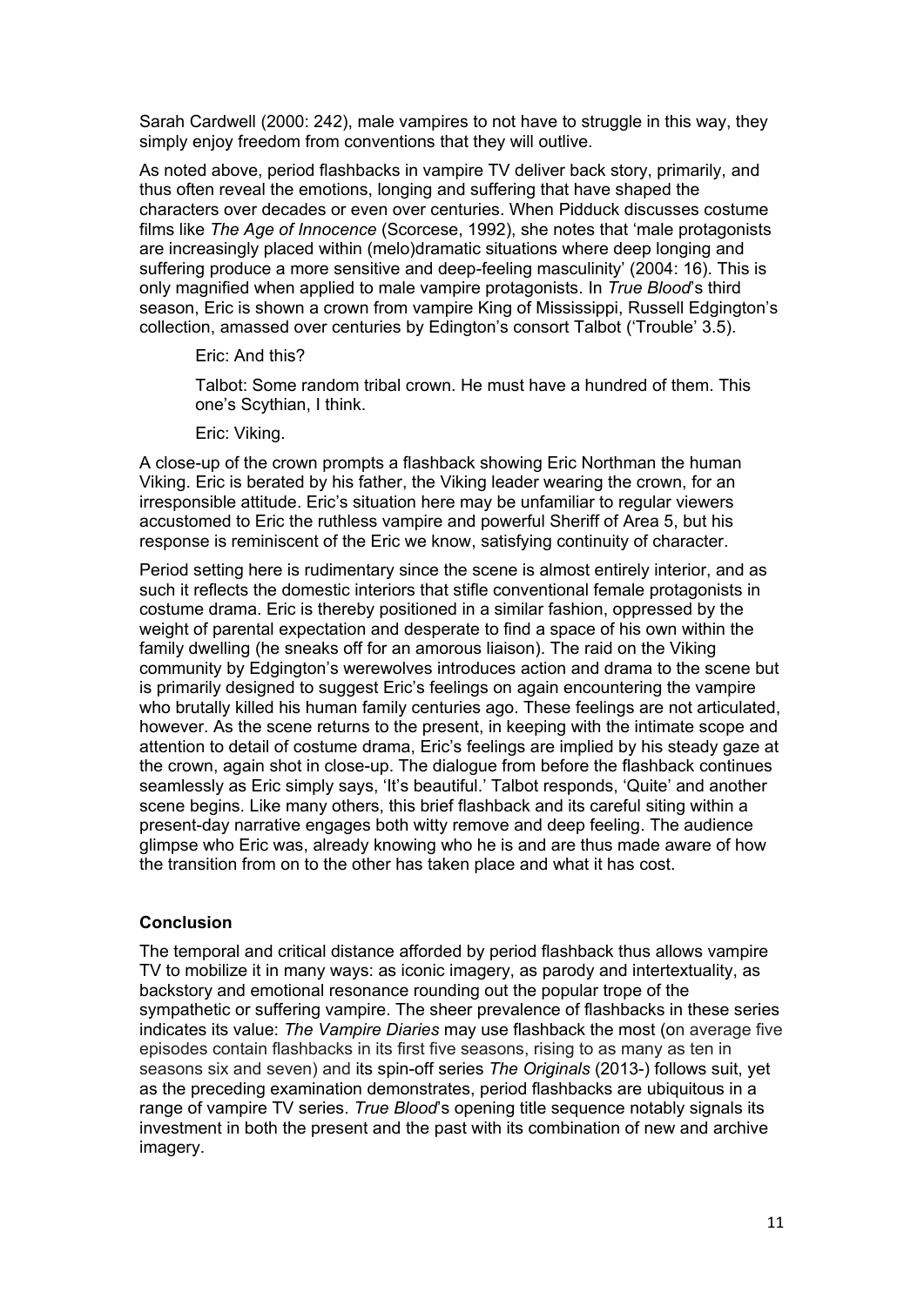Sarah Cardwell (2000: 242), male vampires to not have to struggle in this way, they simply enjoy freedom from conventions that they will outlive.

As noted above, period flashbacks in vampire TV deliver back story, primarily, and thus often reveal the emotions, longing and suffering that have shaped the characters over decades or even over centuries. When Pidduck discusses costume films like *The Age of Innocence* (Scorcese, 1992), she notes that 'male protagonists are increasingly placed within (melo)dramatic situations where deep longing and suffering produce a more sensitive and deep-feeling masculinity' (2004: 16). This is only magnified when applied to male vampire protagonists. In *True Blood*'s third season, Eric is shown a crown from vampire King of Mississippi, Russell Edgington's collection, amassed over centuries by Edington's consort Talbot ('Trouble' 3.5).

> Eric: And this?
>
> Talbot: Some random tribal crown. He must have a hundred of them. This one's Scythian, I think.
>
> Eric: Viking.

A close-up of the crown prompts a flashback showing Eric Northman the human Viking. Eric is berated by his father, the Viking leader wearing the crown, for an irresponsible attitude. Eric's situation here may be unfamiliar to regular viewers accustomed to Eric the ruthless vampire and powerful Sheriff of Area 5, but his response is reminiscent of the Eric we know, satisfying continuity of character.

Period setting here is rudimentary since the scene is almost entirely interior, and as such it reflects the domestic interiors that stifle conventional female protagonists in costume drama. Eric is thereby positioned in a similar fashion, oppressed by the weight of parental expectation and desperate to find a space of his own within the family dwelling (he sneaks off for an amorous liaison). The raid on the Viking community by Edgington's werewolves introduces action and drama to the scene but is primarily designed to suggest Eric's feelings on again encountering the vampire who brutally killed his human family centuries ago. These feelings are not articulated, however. As the scene returns to the present, in keeping with the intimate scope and attention to detail of costume drama, Eric's feelings are implied by his steady gaze at the crown, again shot in close-up. The dialogue from before the flashback continues seamlessly as Eric simply says, 'It's beautiful.' Talbot responds, 'Quite' and another scene begins. Like many others, this brief flashback and its careful siting within a present-day narrative engages both witty remove and deep feeling. The audience glimpse who Eric was, already knowing who he is and are thus made aware of how the transition from on to the other has taken place and what it has cost.

**Conclusion**

The temporal and critical distance afforded by period flashback thus allows vampire TV to mobilize it in many ways: as iconic imagery, as parody and intertextuality, as backstory and emotional resonance rounding out the popular trope of the sympathetic or suffering vampire. The sheer prevalence of flashbacks in these series indicates its value: *The Vampire Diaries* may use flashback the most (on average five episodes contain flashbacks in its first five seasons, rising to as many as ten in seasons six and seven) and its spin-off series *The Originals* (2013-) follows suit, yet as the preceding examination demonstrates, period flashbacks are ubiquitous in a range of vampire TV series. *True Blood*'s opening title sequence notably signals its investment in both the present and the past with its combination of new and archive imagery.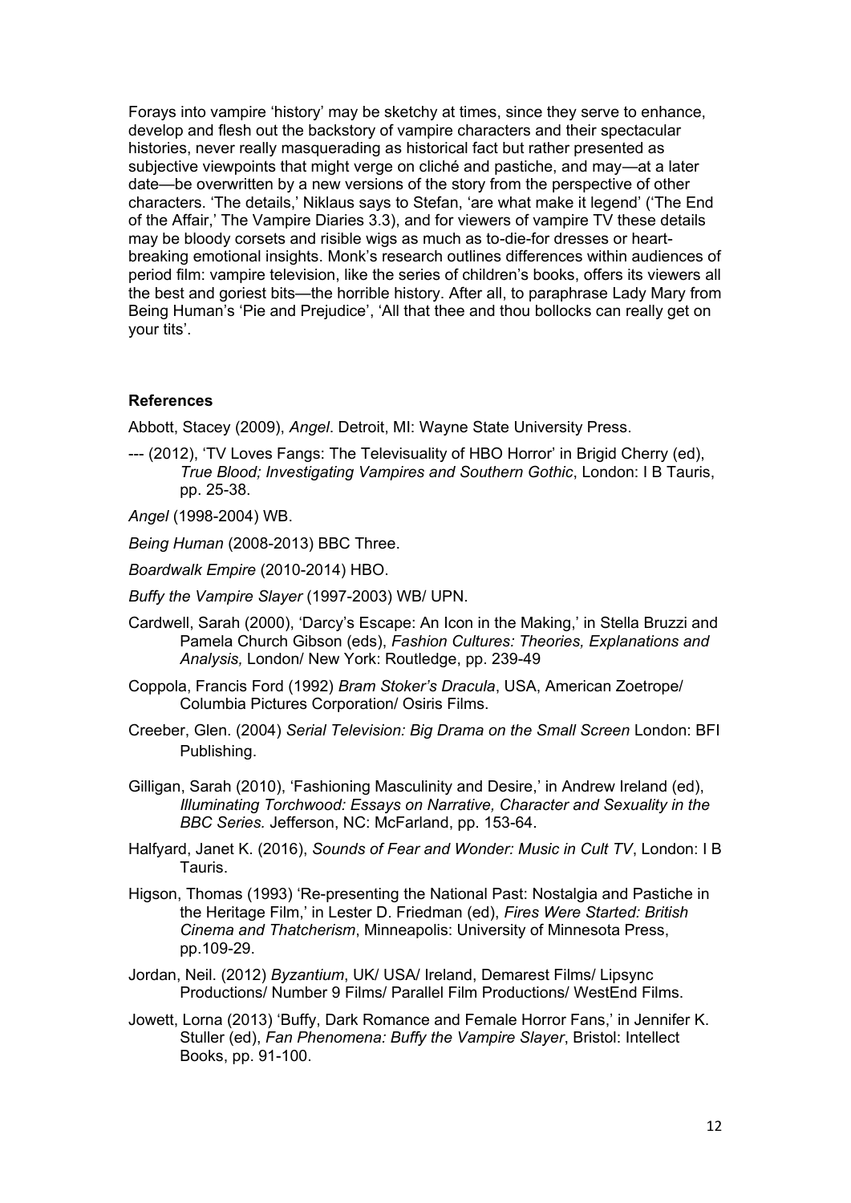Forays into vampire 'history' may be sketchy at times, since they serve to enhance, develop and flesh out the backstory of vampire characters and their spectacular histories, never really masquerading as historical fact but rather presented as subjective viewpoints that might verge on cliché and pastiche, and may—at a later date—be overwritten by a new versions of the story from the perspective of other characters. 'The details,' Niklaus says to Stefan, 'are what make it legend' ('The End of the Affair,' The Vampire Diaries 3.3), and for viewers of vampire TV these details may be bloody corsets and risible wigs as much as to-die-for dresses or heart-breaking emotional insights. Monk's research outlines differences within audiences of period film: vampire television, like the series of children's books, offers its viewers all the best and goriest bits—the horrible history. After all, to paraphrase Lady Mary from Being Human's 'Pie and Prejudice', 'All that thee and thou bollocks can really get on your tits'.

**References**

Abbott, Stacey (2009), *Angel*. Detroit, MI: Wayne State University Press.

--- (2012), 'TV Loves Fangs: The Televisuality of HBO Horror' in Brigid Cherry (ed), *True Blood; Investigating Vampires and Southern Gothic*, London: I B Tauris, pp. 25-38.

*Angel* (1998-2004) WB.

*Being Human* (2008-2013) BBC Three.

*Boardwalk Empire* (2010-2014) HBO.

*Buffy the Vampire Slayer* (1997-2003) WB/ UPN.

Cardwell, Sarah (2000), 'Darcy's Escape: An Icon in the Making,' in Stella Bruzzi and Pamela Church Gibson (eds), *Fashion Cultures: Theories, Explanations and Analysis,* London/ New York: Routledge, pp. 239-49

Coppola, Francis Ford (1992) *Bram Stoker's Dracula*, USA, American Zoetrope/ Columbia Pictures Corporation/ Osiris Films.

Creeber, Glen. (2004) *Serial Television: Big Drama on the Small Screen* London: BFI Publishing.

Gilligan, Sarah (2010), 'Fashioning Masculinity and Desire,' in Andrew Ireland (ed), *Illuminating Torchwood: Essays on Narrative, Character and Sexuality in the BBC Series.* Jefferson, NC: McFarland, pp. 153-64.

Halfyard, Janet K. (2016), *Sounds of Fear and Wonder: Music in Cult TV*, London: I B Tauris.

Higson, Thomas (1993) 'Re-presenting the National Past: Nostalgia and Pastiche in the Heritage Film,' in Lester D. Friedman (ed), *Fires Were Started: British Cinema and Thatcherism*, Minneapolis: University of Minnesota Press, pp.109-29.

Jordan, Neil. (2012) *Byzantium*, UK/ USA/ Ireland, Demarest Films/ Lipsync Productions/ Number 9 Films/ Parallel Film Productions/ WestEnd Films.

Jowett, Lorna (2013) 'Buffy, Dark Romance and Female Horror Fans,' in Jennifer K. Stuller (ed), *Fan Phenomena: Buffy the Vampire Slayer*, Bristol: Intellect Books, pp. 91-100.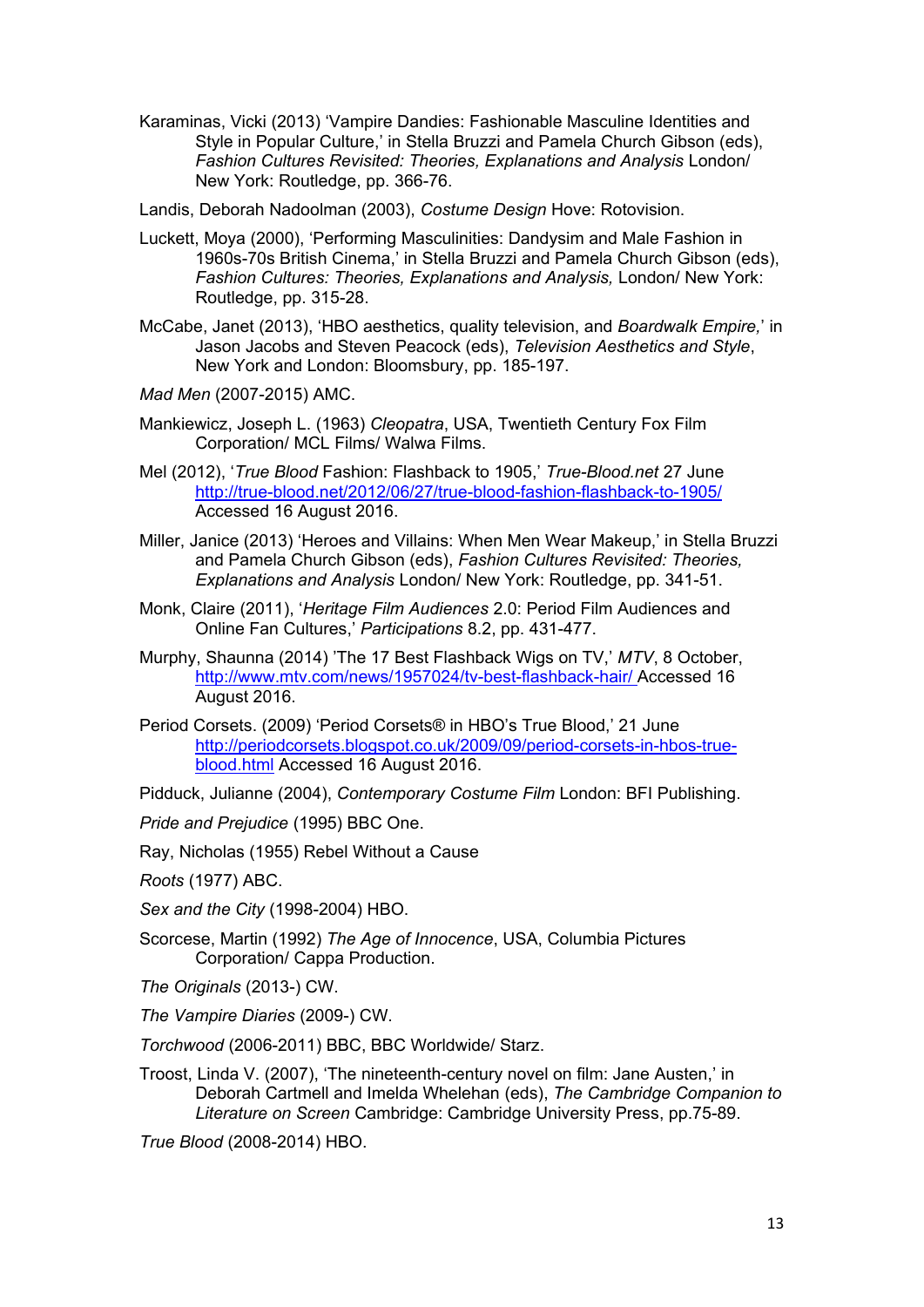Karaminas, Vicki (2013) 'Vampire Dandies: Fashionable Masculine Identities and Style in Popular Culture,' in Stella Bruzzi and Pamela Church Gibson (eds), *Fashion Cultures Revisited: Theories, Explanations and Analysis* London/ New York: Routledge, pp. 366-76.

Landis, Deborah Nadoolman (2003), *Costume Design* Hove: Rotovision.

Luckett, Moya (2000), 'Performing Masculinities: Dandysim and Male Fashion in 1960s-70s British Cinema,' in Stella Bruzzi and Pamela Church Gibson (eds), *Fashion Cultures: Theories, Explanations and Analysis,* London/ New York: Routledge, pp. 315-28.

McCabe, Janet (2013), 'HBO aesthetics, quality television, and *Boardwalk Empire,*' in Jason Jacobs and Steven Peacock (eds), *Television Aesthetics and Style*, New York and London: Bloomsbury, pp. 185-197.

*Mad Men* (2007-2015) AMC.

Mankiewicz, Joseph L. (1963) *Cleopatra*, USA, Twentieth Century Fox Film Corporation/ MCL Films/ Walwa Films.

Mel (2012), '*True Blood* Fashion: Flashback to 1905,' *True-Blood.net* 27 June http://true-blood.net/2012/06/27/true-blood-fashion-flashback-to-1905/ Accessed 16 August 2016.

Miller, Janice (2013) 'Heroes and Villains: When Men Wear Makeup,' in Stella Bruzzi and Pamela Church Gibson (eds), *Fashion Cultures Revisited: Theories, Explanations and Analysis* London/ New York: Routledge, pp. 341-51.

Monk, Claire (2011), '*Heritage Film Audiences* 2.0: Period Film Audiences and Online Fan Cultures,' *Participations* 8.2, pp. 431-477.

Murphy, Shaunna (2014) 'The 17 Best Flashback Wigs on TV,' *MTV*, 8 October, http://www.mtv.com/news/1957024/tv-best-flashback-hair/ Accessed 16 August 2016.

Period Corsets. (2009) 'Period Corsets® in HBO's True Blood,' 21 June http://periodcorsets.blogspot.co.uk/2009/09/period-corsets-in-hbos-true-blood.html Accessed 16 August 2016.

Pidduck, Julianne (2004), *Contemporary Costume Film* London: BFI Publishing.

*Pride and Prejudice* (1995) BBC One.

Ray, Nicholas (1955) Rebel Without a Cause

*Roots* (1977) ABC.

*Sex and the City* (1998-2004) HBO.

Scorcese, Martin (1992) *The Age of Innocence*, USA, Columbia Pictures Corporation/ Cappa Production.

*The Originals* (2013-) CW.

*The Vampire Diaries* (2009-) CW.

*Torchwood* (2006-2011) BBC, BBC Worldwide/ Starz.

Troost, Linda V. (2007), 'The nineteenth-century novel on film: Jane Austen,' in Deborah Cartmell and Imelda Whelehan (eds), *The Cambridge Companion to Literature on Screen* Cambridge: Cambridge University Press, pp.75-89.

*True Blood* (2008-2014) HBO.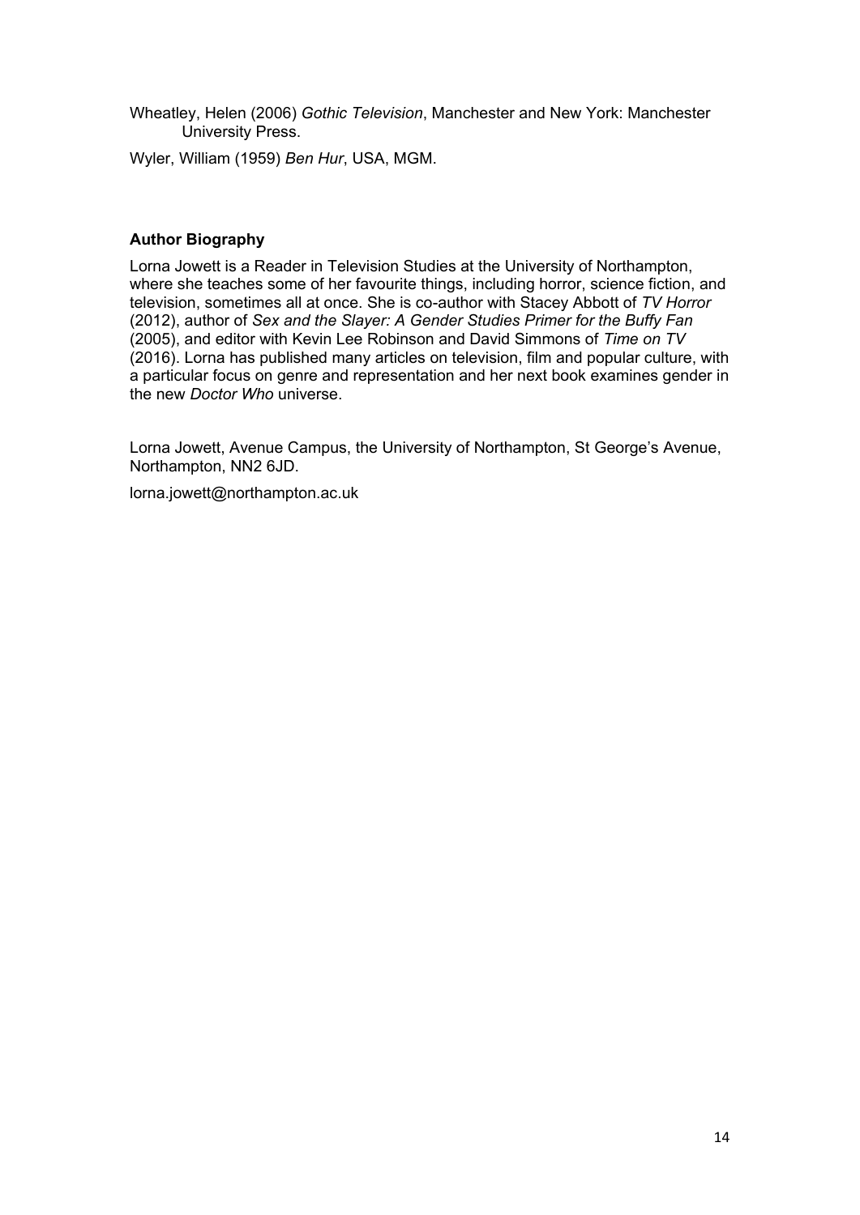Wheatley, Helen (2006) *Gothic Television*, Manchester and New York: Manchester University Press.

Wyler, William (1959) *Ben Hur*, USA, MGM.

**Author Biography**

Lorna Jowett is a Reader in Television Studies at the University of Northampton, where she teaches some of her favourite things, including horror, science fiction, and television, sometimes all at once. She is co-author with Stacey Abbott of *TV Horror* (2012), author of *Sex and the Slayer: A Gender Studies Primer for the Buffy Fan* (2005), and editor with Kevin Lee Robinson and David Simmons of *Time on TV* (2016). Lorna has published many articles on television, film and popular culture, with a particular focus on genre and representation and her next book examines gender in the new *Doctor Who* universe.

Lorna Jowett, Avenue Campus, the University of Northampton, St George's Avenue, Northampton, NN2 6JD.

lorna.jowett@northampton.ac.uk